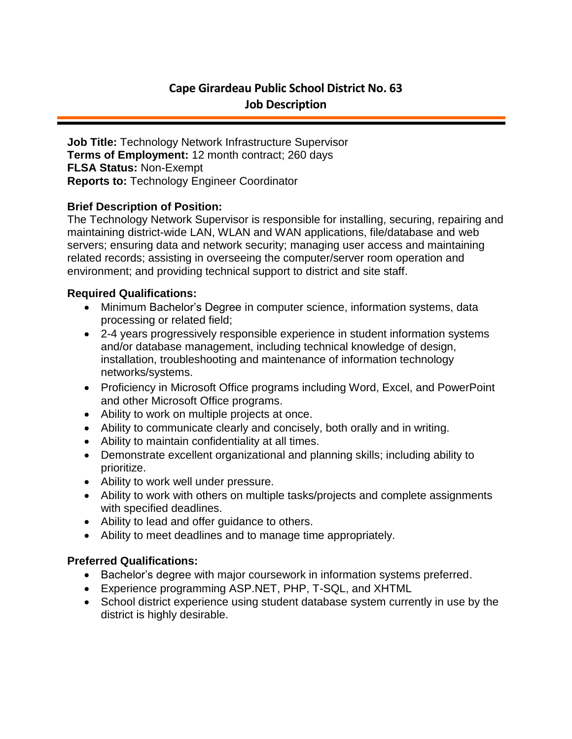# Cape Girardeau Public School District No. 63
## Job Description

**Job Title:** Technology Network Infrastructure Supervisor
**Terms of Employment:** 12 month contract; 260 days
**FLSA Status:** Non-Exempt
**Reports to:** Technology Engineer Coordinator

### Brief Description of Position:

The Technology Network Supervisor is responsible for installing, securing, repairing and maintaining district-wide LAN, WLAN and WAN applications, file/database and web servers; ensuring data and network security; managing user access and maintaining related records; assisting in overseeing the computer/server room operation and environment; and providing technical support to district and site staff.

### Required Qualifications:

- Minimum Bachelor's Degree in computer science, information systems, data processing or related field;
- 2-4 years progressively responsible experience in student information systems and/or database management, including technical knowledge of design, installation, troubleshooting and maintenance of information technology networks/systems.
- Proficiency in Microsoft Office programs including Word, Excel, and PowerPoint and other Microsoft Office programs.
- Ability to work on multiple projects at once.
- Ability to communicate clearly and concisely, both orally and in writing.
- Ability to maintain confidentiality at all times.
- Demonstrate excellent organizational and planning skills; including ability to prioritize.
- Ability to work well under pressure.
- Ability to work with others on multiple tasks/projects and complete assignments with specified deadlines.
- Ability to lead and offer guidance to others.
- Ability to meet deadlines and to manage time appropriately.

### Preferred Qualifications:

- Bachelor's degree with major coursework in information systems preferred.
- Experience programming ASP.NET, PHP, T-SQL, and XHTML
- School district experience using student database system currently in use by the district is highly desirable.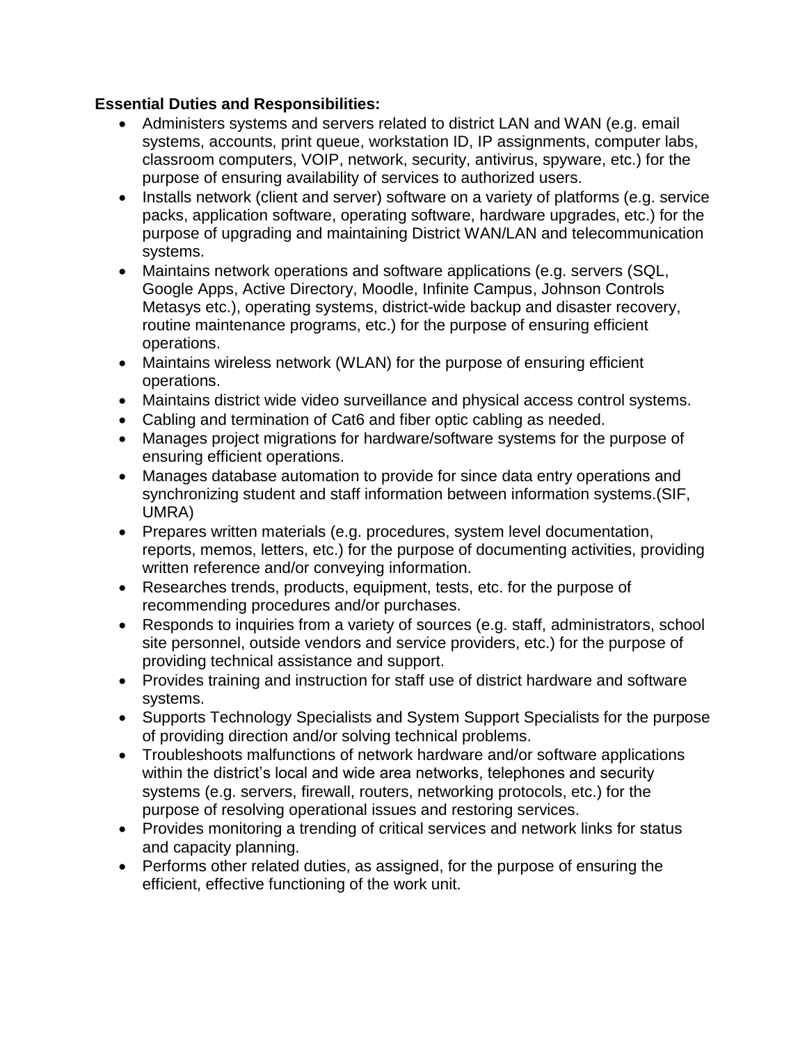**Essential Duties and Responsibilities:**

- Administers systems and servers related to district LAN and WAN (e.g. email systems, accounts, print queue, workstation ID, IP assignments, computer labs, classroom computers, VOIP, network, security, antivirus, spyware, etc.) for the purpose of ensuring availability of services to authorized users.
- Installs network (client and server) software on a variety of platforms (e.g. service packs, application software, operating software, hardware upgrades, etc.) for the purpose of upgrading and maintaining District WAN/LAN and telecommunication systems.
- Maintains network operations and software applications (e.g. servers (SQL, Google Apps, Active Directory, Moodle, Infinite Campus, Johnson Controls Metasys etc.), operating systems, district-wide backup and disaster recovery, routine maintenance programs, etc.) for the purpose of ensuring efficient operations.
- Maintains wireless network (WLAN) for the purpose of ensuring efficient operations.
- Maintains district wide video surveillance and physical access control systems.
- Cabling and termination of Cat6 and fiber optic cabling as needed.
- Manages project migrations for hardware/software systems for the purpose of ensuring efficient operations.
- Manages database automation to provide for since data entry operations and synchronizing student and staff information between information systems.(SIF, UMRA)
- Prepares written materials (e.g. procedures, system level documentation, reports, memos, letters, etc.) for the purpose of documenting activities, providing written reference and/or conveying information.
- Researches trends, products, equipment, tests, etc. for the purpose of recommending procedures and/or purchases.
- Responds to inquiries from a variety of sources (e.g. staff, administrators, school site personnel, outside vendors and service providers, etc.) for the purpose of providing technical assistance and support.
- Provides training and instruction for staff use of district hardware and software systems.
- Supports Technology Specialists and System Support Specialists for the purpose of providing direction and/or solving technical problems.
- Troubleshoots malfunctions of network hardware and/or software applications within the district's local and wide area networks, telephones and security systems (e.g. servers, firewall, routers, networking protocols, etc.) for the purpose of resolving operational issues and restoring services.
- Provides monitoring a trending of critical services and network links for status and capacity planning.
- Performs other related duties, as assigned, for the purpose of ensuring the efficient, effective functioning of the work unit.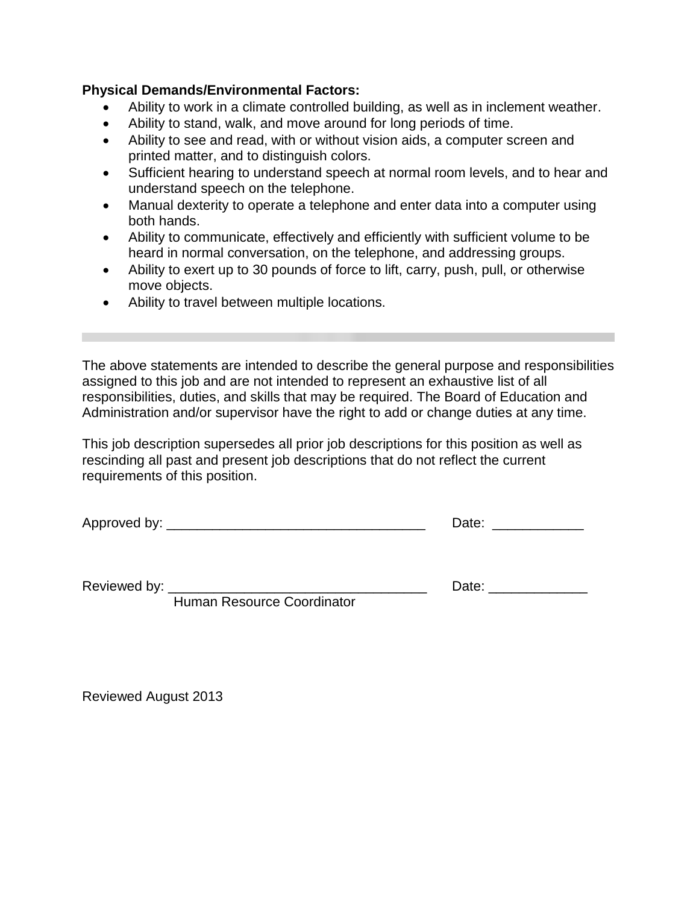**Physical Demands/Environmental Factors:**

- Ability to work in a climate controlled building, as well as in inclement weather.
- Ability to stand, walk, and move around for long periods of time.
- Ability to see and read, with or without vision aids, a computer screen and printed matter, and to distinguish colors.
- Sufficient hearing to understand speech at normal room levels, and to hear and understand speech on the telephone.
- Manual dexterity to operate a telephone and enter data into a computer using both hands.
- Ability to communicate, effectively and efficiently with sufficient volume to be heard in normal conversation, on the telephone, and addressing groups.
- Ability to exert up to 30 pounds of force to lift, carry, push, pull, or otherwise move objects.
- Ability to travel between multiple locations.

---

The above statements are intended to describe the general purpose and responsibilities assigned to this job and are not intended to represent an exhaustive list of all responsibilities, duties, and skills that may be required. The Board of Education and Administration and/or supervisor have the right to add or change duties at any time.

This job description supersedes all prior job descriptions for this position as well as rescinding all past and present job descriptions that do not reflect the current requirements of this position.

Approved by: __________________________________ Date: ____________

Reviewed by: __________________________________ Date: _____________
Human Resource Coordinator

Reviewed August 2013